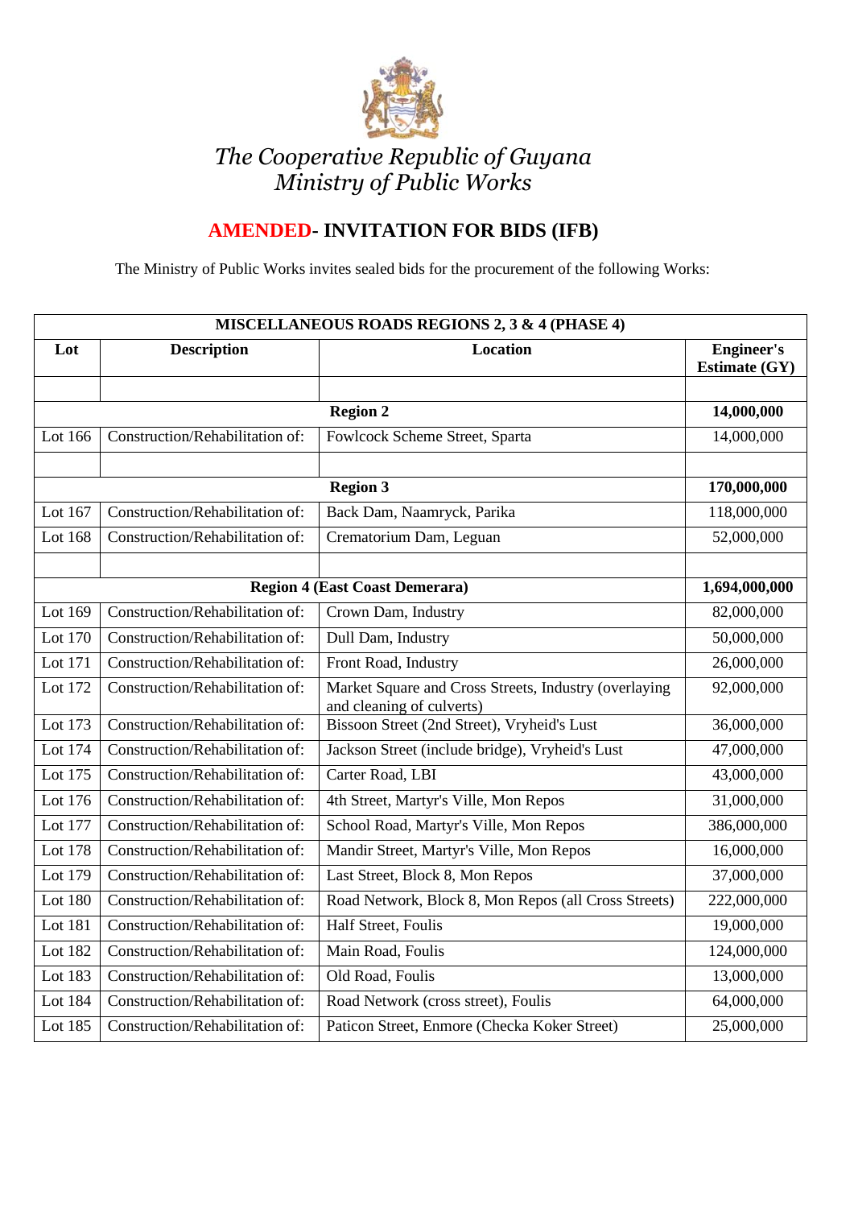*The Cooperative Republic of Guyana*
*Ministry of Public Works*

## AMENDED- INVITATION FOR BIDS (IFB)

The Ministry of Public Works invites sealed bids for the procurement of the following Works:

| MISCELLANEOUS ROADS REGIONS 2, 3 & 4 (PHASE 4) | | | |
|---|---|---|---|
| **Lot** | **Description** | **Location** | **Engineer's Estimate (GY)** |
| | | | |
| **Region 2** | | | **14,000,000** |
| Lot 166 | Construction/Rehabilitation of: | Fowlcock Scheme Street, Sparta | 14,000,000 |
| | | | |
| **Region 3** | | | **170,000,000** |
| Lot 167 | Construction/Rehabilitation of: | Back Dam, Naamryck, Parika | 118,000,000 |
| Lot 168 | Construction/Rehabilitation of: | Crematorium Dam, Leguan | 52,000,000 |
| | | | |
| **Region 4 (East Coast Demerara)** | | | **1,694,000,000** |
| Lot 169 | Construction/Rehabilitation of: | Crown Dam, Industry | 82,000,000 |
| Lot 170 | Construction/Rehabilitation of: | Dull Dam, Industry | 50,000,000 |
| Lot 171 | Construction/Rehabilitation of: | Front Road, Industry | 26,000,000 |
| Lot 172 | Construction/Rehabilitation of: | Market Square and Cross Streets, Industry (overlaying and cleaning of culverts) | 92,000,000 |
| Lot 173 | Construction/Rehabilitation of: | Bissoon Street (2nd Street), Vryheid's Lust | 36,000,000 |
| Lot 174 | Construction/Rehabilitation of: | Jackson Street (include bridge), Vryheid's Lust | 47,000,000 |
| Lot 175 | Construction/Rehabilitation of: | Carter Road, LBI | 43,000,000 |
| Lot 176 | Construction/Rehabilitation of: | 4th Street, Martyr's Ville, Mon Repos | 31,000,000 |
| Lot 177 | Construction/Rehabilitation of: | School Road, Martyr's Ville, Mon Repos | 386,000,000 |
| Lot 178 | Construction/Rehabilitation of: | Mandir Street, Martyr's Ville, Mon Repos | 16,000,000 |
| Lot 179 | Construction/Rehabilitation of: | Last Street, Block 8, Mon Repos | 37,000,000 |
| Lot 180 | Construction/Rehabilitation of: | Road Network, Block 8, Mon Repos (all Cross Streets) | 222,000,000 |
| Lot 181 | Construction/Rehabilitation of: | Half Street, Foulis | 19,000,000 |
| Lot 182 | Construction/Rehabilitation of: | Main Road, Foulis | 124,000,000 |
| Lot 183 | Construction/Rehabilitation of: | Old Road, Foulis | 13,000,000 |
| Lot 184 | Construction/Rehabilitation of: | Road Network (cross street), Foulis | 64,000,000 |
| Lot 185 | Construction/Rehabilitation of: | Paticon Street, Enmore (Checka Koker Street) | 25,000,000 |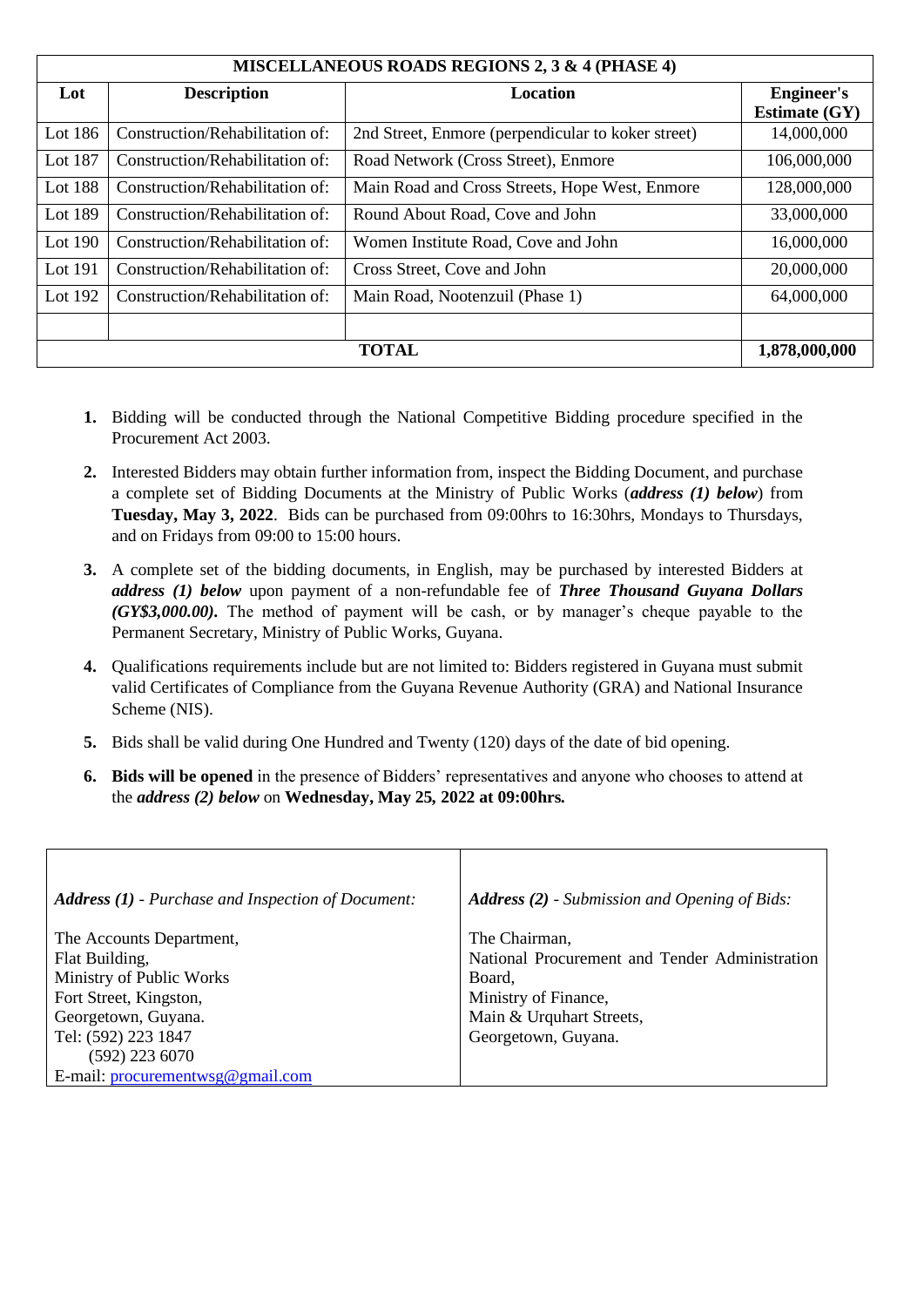| MISCELLANEOUS ROADS REGIONS 2, 3 & 4 (PHASE 4) | | | |
|---|---|---|---|
| **Lot** | **Description** | **Location** | **Engineer's Estimate (GY)** |
| Lot 186 | Construction/Rehabilitation of: | 2nd Street, Enmore (perpendicular to koker street) | 14,000,000 |
| Lot 187 | Construction/Rehabilitation of: | Road Network (Cross Street), Enmore | 106,000,000 |
| Lot 188 | Construction/Rehabilitation of: | Main Road and Cross Streets, Hope West, Enmore | 128,000,000 |
| Lot 189 | Construction/Rehabilitation of: | Round About Road, Cove and John | 33,000,000 |
| Lot 190 | Construction/Rehabilitation of: | Women Institute Road, Cove and John | 16,000,000 |
| Lot 191 | Construction/Rehabilitation of: | Cross Street, Cove and John | 20,000,000 |
| Lot 192 | Construction/Rehabilitation of: | Main Road, Nootenzuil (Phase 1) | 64,000,000 |
| | | | |
| **TOTAL** | | | **1,878,000,000** |

1. Bidding will be conducted through the National Competitive Bidding procedure specified in the Procurement Act 2003.

2. Interested Bidders may obtain further information from, inspect the Bidding Document, and purchase a complete set of Bidding Documents at the Ministry of Public Works (***address (1) below***) from **Tuesday, May 3, 2022**. Bids can be purchased from 09:00hrs to 16:30hrs, Mondays to Thursdays, and on Fridays from 09:00 to 15:00 hours.

3. A complete set of the bidding documents, in English, may be purchased by interested Bidders at ***address (1) below*** upon payment of a non-refundable fee of ***Three Thousand Guyana Dollars (GY$3,000.00).*** The method of payment will be cash, or by manager's cheque payable to the Permanent Secretary, Ministry of Public Works, Guyana.

4. Qualifications requirements include but are not limited to: Bidders registered in Guyana must submit valid Certificates of Compliance from the Guyana Revenue Authority (GRA) and National Insurance Scheme (NIS).

5. Bids shall be valid during One Hundred and Twenty (120) days of the date of bid opening.

6. **Bids will be opened** in the presence of Bidders' representatives and anyone who chooses to attend at the ***address (2) below*** on **Wednesday, May 25, 2022 at 09:00hrs.**

| | |
|---|---|
| ***Address (1)*** *- Purchase and Inspection of Document:*<br><br>The Accounts Department,<br>Flat Building,<br>Ministry of Public Works<br>Fort Street, Kingston,<br>Georgetown, Guyana.<br>Tel: (592) 223 1847<br>(592) 223 6070<br>E-mail: procurementwsg@gmail.com | ***Address (2)*** *- Submission and Opening of Bids:*<br><br>The Chairman,<br>National Procurement and Tender Administration Board,<br>Ministry of Finance,<br>Main & Urquhart Streets,<br>Georgetown, Guyana. |